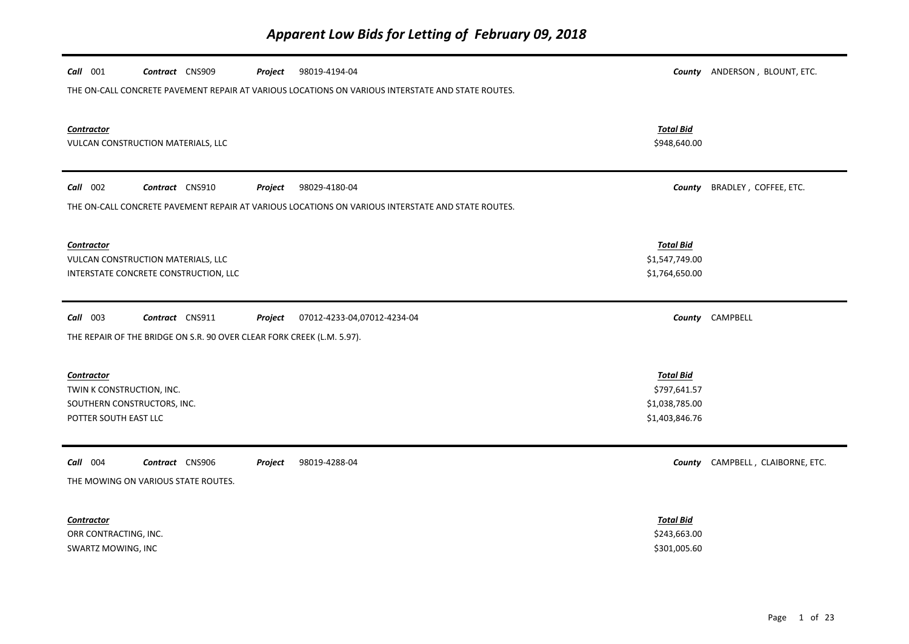# Apparent Low Bids for Letting of February 09, 2018

**Call** 001 **Contract** CNS909 **Project** 98019-4194-04 **County** ANDERSON , BLOUNT, ETC.

THE ON-CALL CONCRETE PAVEMENT REPAIR AT VARIOUS LOCATIONS ON VARIOUS INTERSTATE AND STATE ROUTES.

| Contractor | Total Bid |
|---|---|
| VULCAN CONSTRUCTION MATERIALS, LLC | $948,640.00 |

---

**Call** 002 **Contract** CNS910 **Project** 98029-4180-04 **County** BRADLEY , COFFEE, ETC.

THE ON-CALL CONCRETE PAVEMENT REPAIR AT VARIOUS LOCATIONS ON VARIOUS INTERSTATE AND STATE ROUTES.

| Contractor | Total Bid |
|---|---|
| VULCAN CONSTRUCTION MATERIALS, LLC | $1,547,749.00 |
| INTERSTATE CONCRETE CONSTRUCTION, LLC | $1,764,650.00 |

---

**Call** 003 **Contract** CNS911 **Project** 07012-4233-04,07012-4234-04 **County** CAMPBELL

THE REPAIR OF THE BRIDGE ON S.R. 90 OVER CLEAR FORK CREEK (L.M. 5.97).

| Contractor | Total Bid |
|---|---|
| TWIN K CONSTRUCTION, INC. | $797,641.57 |
| SOUTHERN CONSTRUCTORS, INC. | $1,038,785.00 |
| POTTER SOUTH EAST LLC | $1,403,846.76 |

---

**Call** 004 **Contract** CNS906 **Project** 98019-4288-04 **County** CAMPBELL , CLAIBORNE, ETC.

THE MOWING ON VARIOUS STATE ROUTES.

| Contractor | Total Bid |
|---|---|
| ORR CONTRACTING, INC. | $243,663.00 |
| SWARTZ MOWING, INC | $301,005.60 |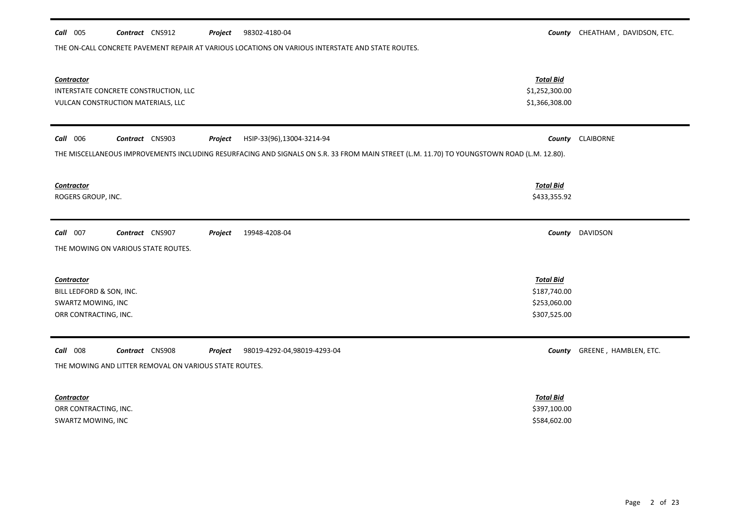**Call** 005 **Contract** CNS912 **Project** 98302-4180-04 **County** CHEATHAM , DAVIDSON, ETC.

THE ON-CALL CONCRETE PAVEMENT REPAIR AT VARIOUS LOCATIONS ON VARIOUS INTERSTATE AND STATE ROUTES.

| *Contractor* | *Total Bid* |
|---|---|
| INTERSTATE CONCRETE CONSTRUCTION, LLC | $1,252,300.00 |
| VULCAN CONSTRUCTION MATERIALS, LLC | $1,366,308.00 |

---

**Call** 006 **Contract** CNS903 **Project** HSIP-33(96),13004-3214-94 **County** CLAIBORNE

THE MISCELLANEOUS IMPROVEMENTS INCLUDING RESURFACING AND SIGNALS ON S.R. 33 FROM MAIN STREET (L.M. 11.70) TO YOUNGSTOWN ROAD (L.M. 12.80).

| *Contractor* | *Total Bid* |
|---|---|
| ROGERS GROUP, INC. | $433,355.92 |

---

**Call** 007 **Contract** CNS907 **Project** 19948-4208-04 **County** DAVIDSON

THE MOWING ON VARIOUS STATE ROUTES.

| *Contractor* | *Total Bid* |
|---|---|
| BILL LEDFORD & SON, INC. | $187,740.00 |
| SWARTZ MOWING, INC | $253,060.00 |
| ORR CONTRACTING, INC. | $307,525.00 |

---

**Call** 008 **Contract** CNS908 **Project** 98019-4292-04,98019-4293-04 **County** GREENE , HAMBLEN, ETC.

THE MOWING AND LITTER REMOVAL ON VARIOUS STATE ROUTES.

| *Contractor* | *Total Bid* |
|---|---|
| ORR CONTRACTING, INC. | $397,100.00 |
| SWARTZ MOWING, INC | $584,602.00 |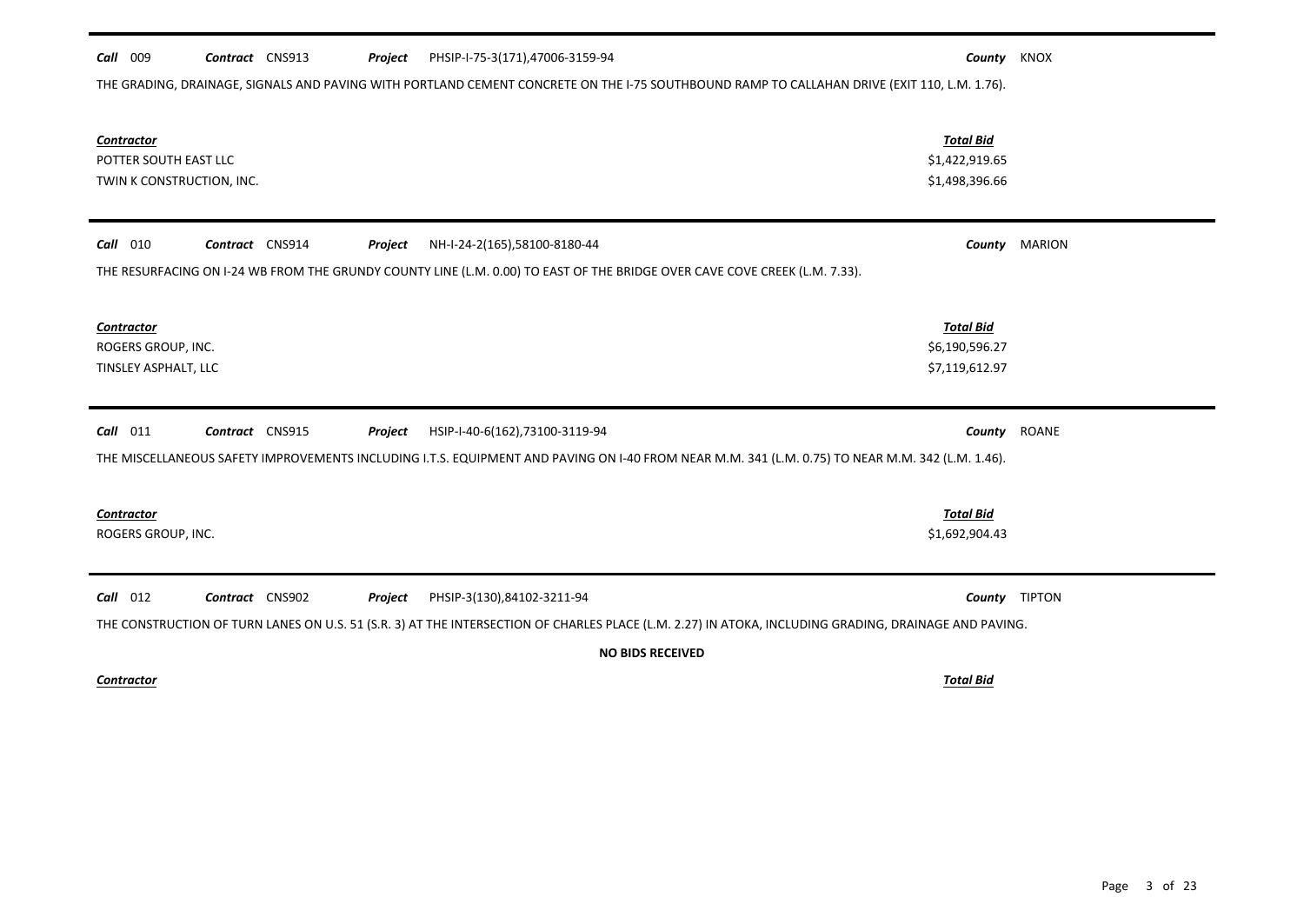**Call** 009 **Contract** CNS913 **Project** PHSIP-I-75-3(171),47006-3159-94 **County** KNOX

THE GRADING, DRAINAGE, SIGNALS AND PAVING WITH PORTLAND CEMENT CONCRETE ON THE I-75 SOUTHBOUND RAMP TO CALLAHAN DRIVE (EXIT 110, L.M. 1.76).

| Contractor | Total Bid |
|---|---|
| POTTER SOUTH EAST LLC | $1,422,919.65 |
| TWIN K CONSTRUCTION, INC. | $1,498,396.66 |

---

**Call** 010 **Contract** CNS914 **Project** NH-I-24-2(165),58100-8180-44 **County** MARION

THE RESURFACING ON I-24 WB FROM THE GRUNDY COUNTY LINE (L.M. 0.00) TO EAST OF THE BRIDGE OVER CAVE COVE CREEK (L.M. 7.33).

| Contractor | Total Bid |
|---|---|
| ROGERS GROUP, INC. | $6,190,596.27 |
| TINSLEY ASPHALT, LLC | $7,119,612.97 |

---

**Call** 011 **Contract** CNS915 **Project** HSIP-I-40-6(162),73100-3119-94 **County** ROANE

THE MISCELLANEOUS SAFETY IMPROVEMENTS INCLUDING I.T.S. EQUIPMENT AND PAVING ON I-40 FROM NEAR M.M. 341 (L.M. 0.75) TO NEAR M.M. 342 (L.M. 1.46).

| Contractor | Total Bid |
|---|---|
| ROGERS GROUP, INC. | $1,692,904.43 |

---

**Call** 012 **Contract** CNS902 **Project** PHSIP-3(130),84102-3211-94 **County** TIPTON

THE CONSTRUCTION OF TURN LANES ON U.S. 51 (S.R. 3) AT THE INTERSECTION OF CHARLES PLACE (L.M. 2.27) IN ATOKA, INCLUDING GRADING, DRAINAGE AND PAVING.

**NO BIDS RECEIVED**

| Contractor | Total Bid |
|---|---|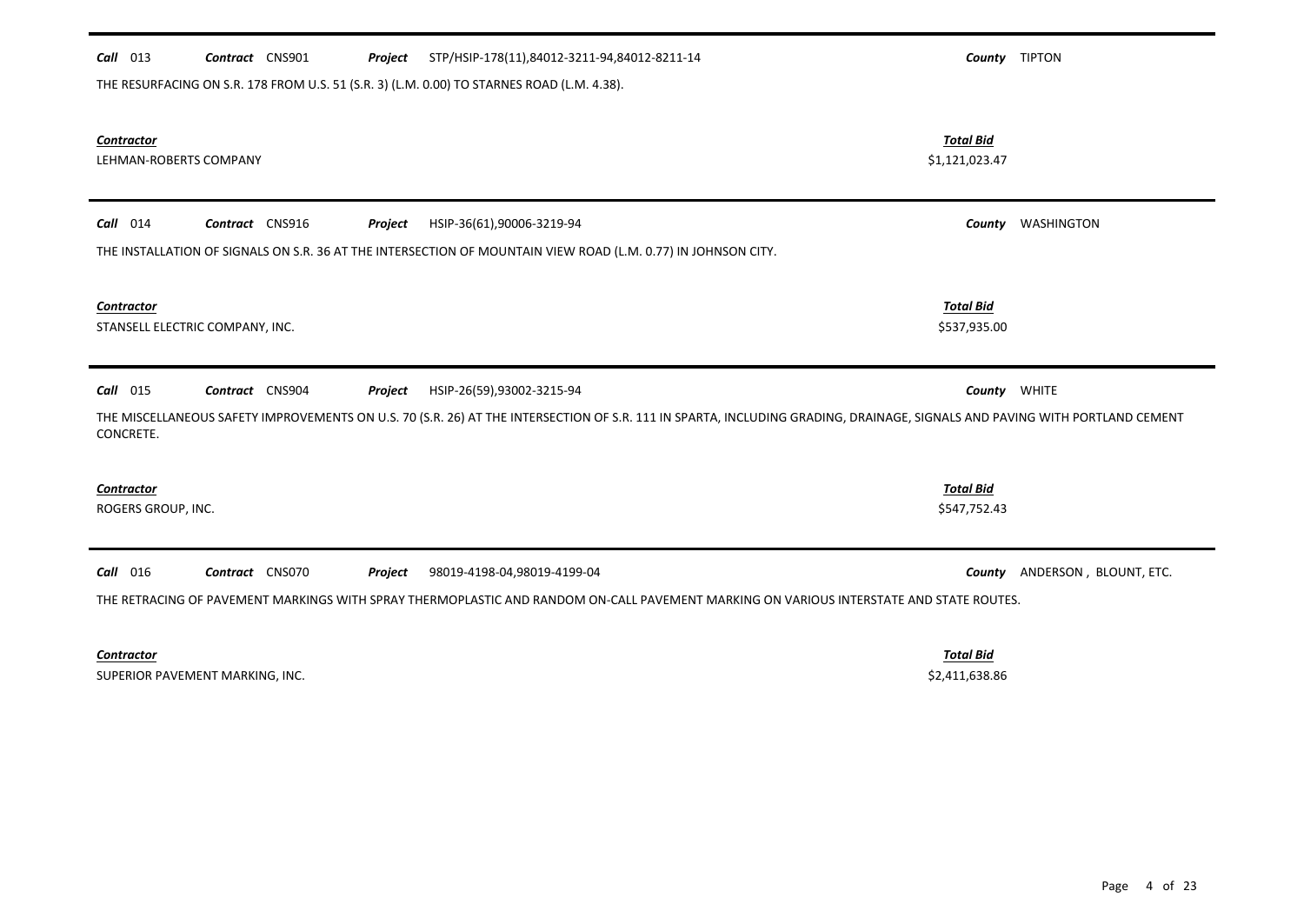**Call** 013 **Contract** CNS901 **Project** STP/HSIP-178(11),84012-3211-94,84012-8211-14 **County** TIPTON

THE RESURFACING ON S.R. 178 FROM U.S. 51 (S.R. 3) (L.M. 0.00) TO STARNES ROAD (L.M. 4.38).

| *Contractor* | *Total Bid* |
|---|---|
| LEHMAN-ROBERTS COMPANY | $1,121,023.47 |

---

**Call** 014 **Contract** CNS916 **Project** HSIP-36(61),90006-3219-94 **County** WASHINGTON

THE INSTALLATION OF SIGNALS ON S.R. 36 AT THE INTERSECTION OF MOUNTAIN VIEW ROAD (L.M. 0.77) IN JOHNSON CITY.

| *Contractor* | *Total Bid* |
|---|---|
| STANSELL ELECTRIC COMPANY, INC. | $537,935.00 |

---

**Call** 015 **Contract** CNS904 **Project** HSIP-26(59),93002-3215-94 **County** WHITE

THE MISCELLANEOUS SAFETY IMPROVEMENTS ON U.S. 70 (S.R. 26) AT THE INTERSECTION OF S.R. 111 IN SPARTA, INCLUDING GRADING, DRAINAGE, SIGNALS AND PAVING WITH PORTLAND CEMENT CONCRETE.

| *Contractor* | *Total Bid* |
|---|---|
| ROGERS GROUP, INC. | $547,752.43 |

---

**Call** 016 **Contract** CNS070 **Project** 98019-4198-04,98019-4199-04 **County** ANDERSON , BLOUNT, ETC.

THE RETRACING OF PAVEMENT MARKINGS WITH SPRAY THERMOPLASTIC AND RANDOM ON-CALL PAVEMENT MARKING ON VARIOUS INTERSTATE AND STATE ROUTES.

| *Contractor* | *Total Bid* |
|---|---|
| SUPERIOR PAVEMENT MARKING, INC. | $2,411,638.86 |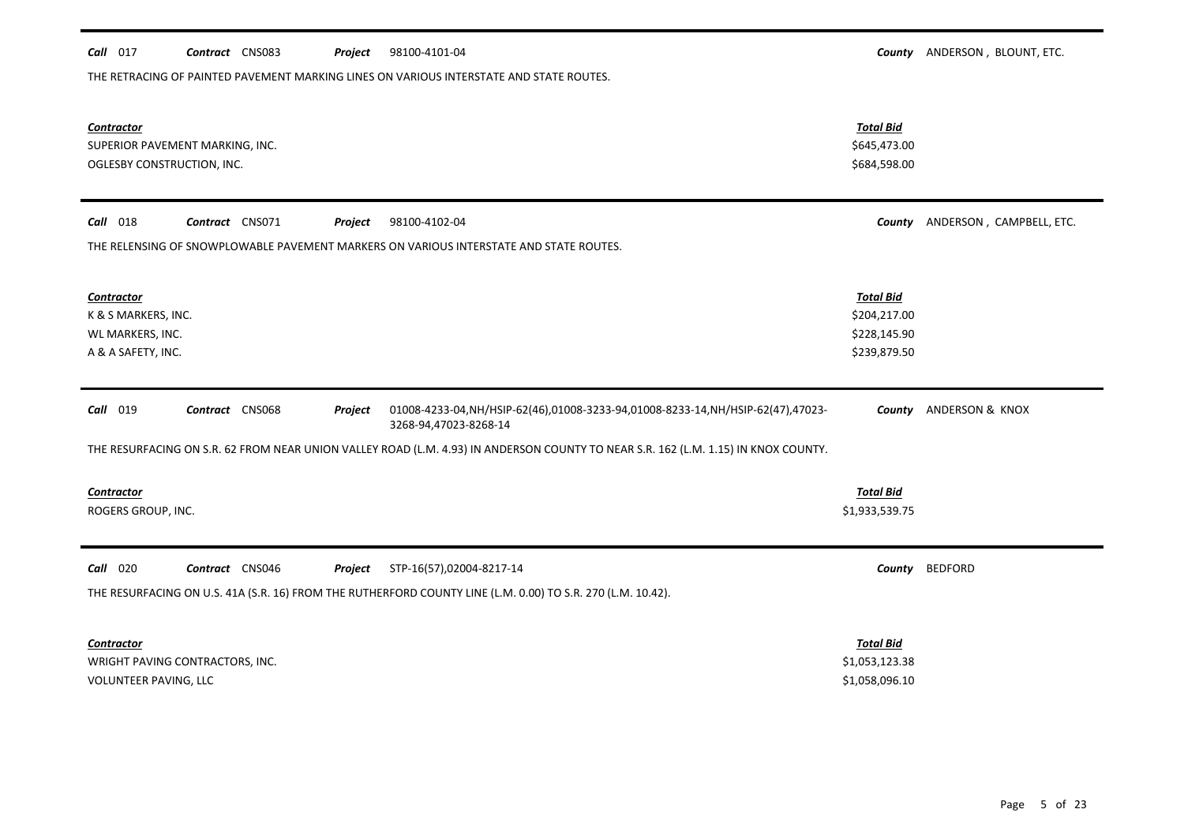**Call** 017 **Contract** CNS083 **Project** 98100-4101-04 **County** ANDERSON , BLOUNT, ETC.

THE RETRACING OF PAINTED PAVEMENT MARKING LINES ON VARIOUS INTERSTATE AND STATE ROUTES.

| *Contractor* | *Total Bid* |
|---|---|
| SUPERIOR PAVEMENT MARKING, INC. | $645,473.00 |
| OGLESBY CONSTRUCTION, INC. | $684,598.00 |

---

**Call** 018 **Contract** CNS071 **Project** 98100-4102-04 **County** ANDERSON , CAMPBELL, ETC.

THE RELENSING OF SNOWPLOWABLE PAVEMENT MARKERS ON VARIOUS INTERSTATE AND STATE ROUTES.

| *Contractor* | *Total Bid* |
|---|---|
| K & S MARKERS, INC. | $204,217.00 |
| WL MARKERS, INC. | $228,145.90 |
| A & A SAFETY, INC. | $239,879.50 |

---

**Call** 019 **Contract** CNS068 **Project** 01008-4233-04,NH/HSIP-62(46),01008-3233-94,01008-8233-14,NH/HSIP-62(47),47023-3268-94,47023-8268-14 **County** ANDERSON & KNOX

THE RESURFACING ON S.R. 62 FROM NEAR UNION VALLEY ROAD (L.M. 4.93) IN ANDERSON COUNTY TO NEAR S.R. 162 (L.M. 1.15) IN KNOX COUNTY.

| *Contractor* | *Total Bid* |
|---|---|
| ROGERS GROUP, INC. | $1,933,539.75 |

---

**Call** 020 **Contract** CNS046 **Project** STP-16(57),02004-8217-14 **County** BEDFORD

THE RESURFACING ON U.S. 41A (S.R. 16) FROM THE RUTHERFORD COUNTY LINE (L.M. 0.00) TO S.R. 270 (L.M. 10.42).

| *Contractor* | *Total Bid* |
|---|---|
| WRIGHT PAVING CONTRACTORS, INC. | $1,053,123.38 |
| VOLUNTEER PAVING, LLC | $1,058,096.10 |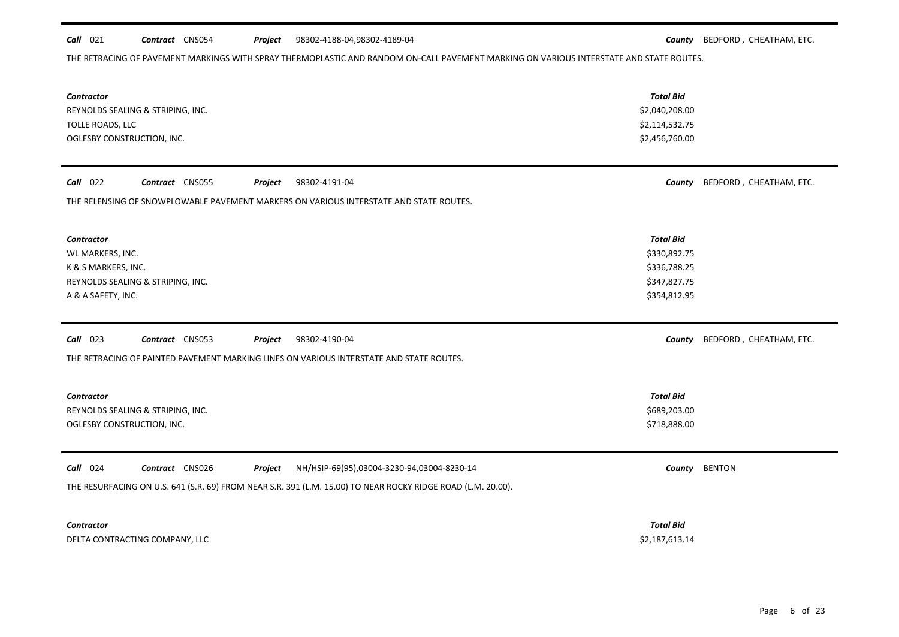**Call** 021 **Contract** CNS054 **Project** 98302-4188-04,98302-4189-04 **County** BEDFORD , CHEATHAM, ETC.

THE RETRACING OF PAVEMENT MARKINGS WITH SPRAY THERMOPLASTIC AND RANDOM ON-CALL PAVEMENT MARKING ON VARIOUS INTERSTATE AND STATE ROUTES.

| Contractor | Total Bid |
|---|---|
| REYNOLDS SEALING & STRIPING, INC. | $2,040,208.00 |
| TOLLE ROADS, LLC | $2,114,532.75 |
| OGLESBY CONSTRUCTION, INC. | $2,456,760.00 |

**Call** 022 **Contract** CNS055 **Project** 98302-4191-04 **County** BEDFORD , CHEATHAM, ETC.

THE RELENSING OF SNOWPLOWABLE PAVEMENT MARKERS ON VARIOUS INTERSTATE AND STATE ROUTES.

| Contractor | Total Bid |
|---|---|
| WL MARKERS, INC. | $330,892.75 |
| K & S MARKERS, INC. | $336,788.25 |
| REYNOLDS SEALING & STRIPING, INC. | $347,827.75 |
| A & A SAFETY, INC. | $354,812.95 |

**Call** 023 **Contract** CNS053 **Project** 98302-4190-04 **County** BEDFORD , CHEATHAM, ETC.

THE RETRACING OF PAINTED PAVEMENT MARKING LINES ON VARIOUS INTERSTATE AND STATE ROUTES.

| Contractor | Total Bid |
|---|---|
| REYNOLDS SEALING & STRIPING, INC. | $689,203.00 |
| OGLESBY CONSTRUCTION, INC. | $718,888.00 |

**Call** 024 **Contract** CNS026 **Project** NH/HSIP-69(95),03004-3230-94,03004-8230-14 **County** BENTON

THE RESURFACING ON U.S. 641 (S.R. 69) FROM NEAR S.R. 391 (L.M. 15.00) TO NEAR ROCKY RIDGE ROAD (L.M. 20.00).

| Contractor | Total Bid |
|---|---|
| DELTA CONTRACTING COMPANY, LLC | $2,187,613.14 |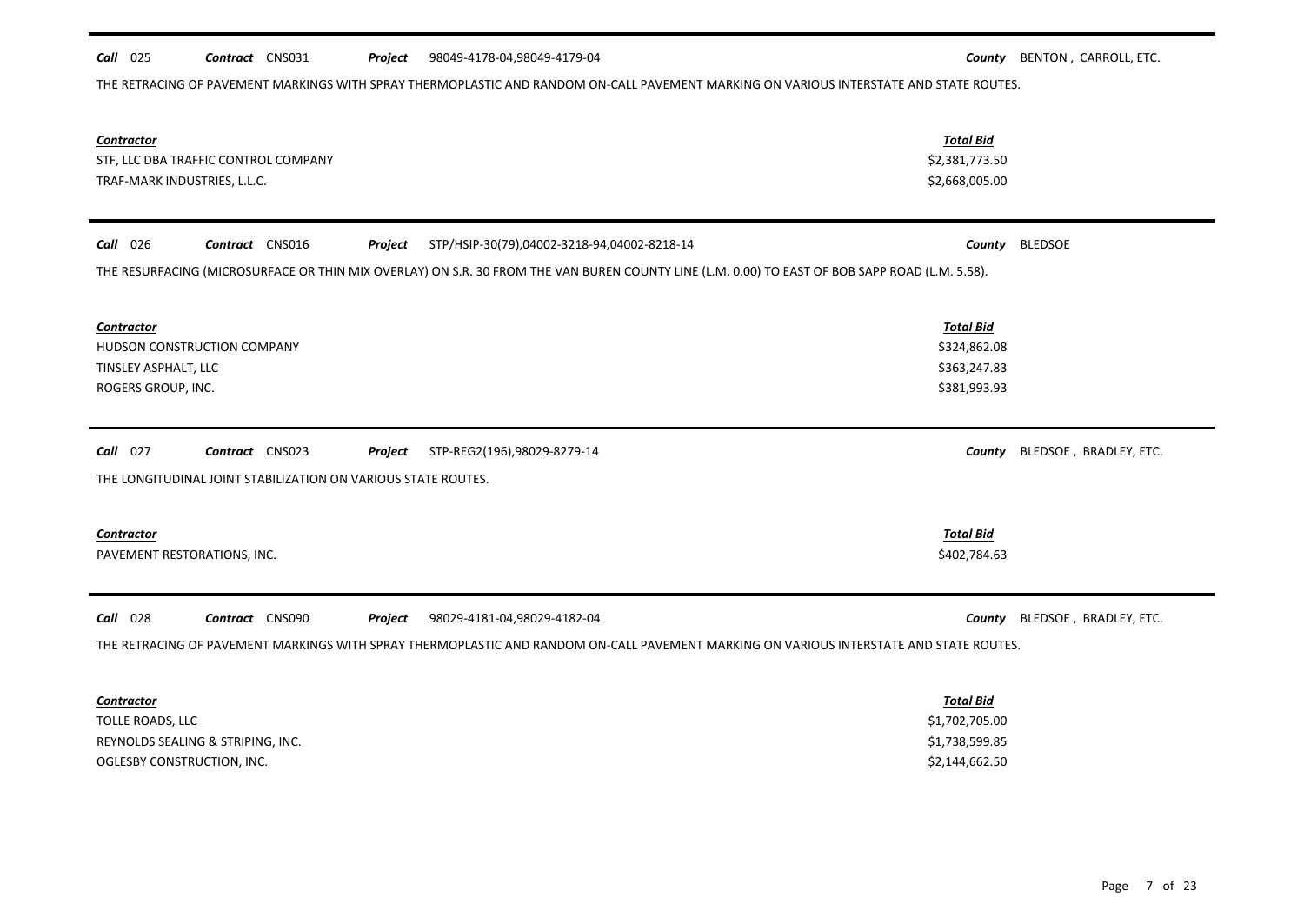**Call** 025 **Contract** CNS031 **Project** 98049-4178-04,98049-4179-04 **County** BENTON , CARROLL, ETC.

THE RETRACING OF PAVEMENT MARKINGS WITH SPRAY THERMOPLASTIC AND RANDOM ON-CALL PAVEMENT MARKING ON VARIOUS INTERSTATE AND STATE ROUTES.

| Contractor | Total Bid |
|---|---|
| STF, LLC DBA TRAFFIC CONTROL COMPANY | $2,381,773.50 |
| TRAF-MARK INDUSTRIES, L.L.C. | $2,668,005.00 |

**Call** 026 **Contract** CNS016 **Project** STP/HSIP-30(79),04002-3218-94,04002-8218-14 **County** BLEDSOE

THE RESURFACING (MICROSURFACE OR THIN MIX OVERLAY) ON S.R. 30 FROM THE VAN BUREN COUNTY LINE (L.M. 0.00) TO EAST OF BOB SAPP ROAD (L.M. 5.58).

| Contractor | Total Bid |
|---|---|
| HUDSON CONSTRUCTION COMPANY | $324,862.08 |
| TINSLEY ASPHALT, LLC | $363,247.83 |
| ROGERS GROUP, INC. | $381,993.93 |

**Call** 027 **Contract** CNS023 **Project** STP-REG2(196),98029-8279-14 **County** BLEDSOE , BRADLEY, ETC.

THE LONGITUDINAL JOINT STABILIZATION ON VARIOUS STATE ROUTES.

| Contractor | Total Bid |
|---|---|
| PAVEMENT RESTORATIONS, INC. | $402,784.63 |

**Call** 028 **Contract** CNS090 **Project** 98029-4181-04,98029-4182-04 **County** BLEDSOE , BRADLEY, ETC.

THE RETRACING OF PAVEMENT MARKINGS WITH SPRAY THERMOPLASTIC AND RANDOM ON-CALL PAVEMENT MARKING ON VARIOUS INTERSTATE AND STATE ROUTES.

| Contractor | Total Bid |
|---|---|
| TOLLE ROADS, LLC | $1,702,705.00 |
| REYNOLDS SEALING & STRIPING, INC. | $1,738,599.85 |
| OGLESBY CONSTRUCTION, INC. | $2,144,662.50 |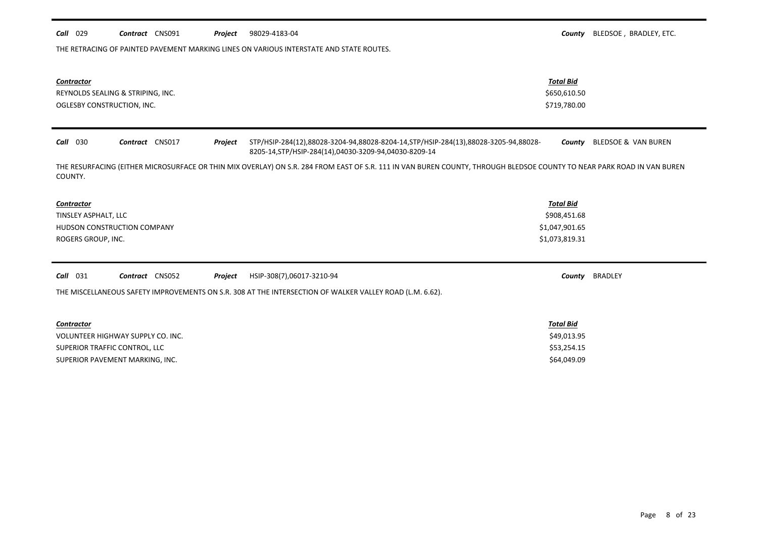**Call** 029 **Contract** CNS091 **Project** 98029-4183-04 **County** BLEDSOE , BRADLEY, ETC.

THE RETRACING OF PAINTED PAVEMENT MARKING LINES ON VARIOUS INTERSTATE AND STATE ROUTES.

| *Contractor* | *Total Bid* |
|---|---|
| REYNOLDS SEALING & STRIPING, INC. | $650,610.50 |
| OGLESBY CONSTRUCTION, INC. | $719,780.00 |

---

**Call** 030 **Contract** CNS017 **Project** STP/HSIP-284(12),88028-3204-94,88028-8204-14,STP/HSIP-284(13),88028-3205-94,88028-8205-14,STP/HSIP-284(14),04030-3209-94,04030-8209-14 **County** BLEDSOE & VAN BUREN

THE RESURFACING (EITHER MICROSURFACE OR THIN MIX OVERLAY) ON S.R. 284 FROM EAST OF S.R. 111 IN VAN BUREN COUNTY, THROUGH BLEDSOE COUNTY TO NEAR PARK ROAD IN VAN BUREN COUNTY.

| *Contractor* | *Total Bid* |
|---|---|
| TINSLEY ASPHALT, LLC | $908,451.68 |
| HUDSON CONSTRUCTION COMPANY | $1,047,901.65 |
| ROGERS GROUP, INC. | $1,073,819.31 |

---

**Call** 031 **Contract** CNS052 **Project** HSIP-308(7),06017-3210-94 **County** BRADLEY

THE MISCELLANEOUS SAFETY IMPROVEMENTS ON S.R. 308 AT THE INTERSECTION OF WALKER VALLEY ROAD (L.M. 6.62).

| *Contractor* | *Total Bid* |
|---|---|
| VOLUNTEER HIGHWAY SUPPLY CO. INC. | $49,013.95 |
| SUPERIOR TRAFFIC CONTROL, LLC | $53,254.15 |
| SUPERIOR PAVEMENT MARKING, INC. | $64,049.09 |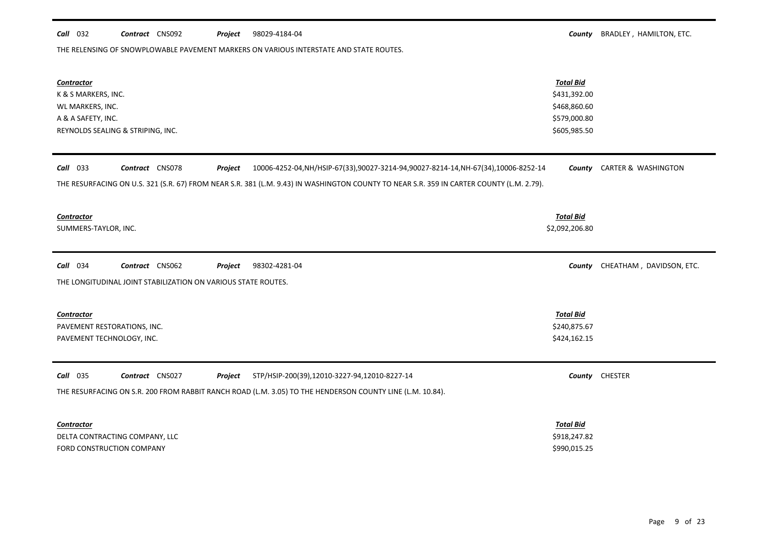**Call** 032 **Contract** CNS092 **Project** 98029-4184-04 **County** BRADLEY , HAMILTON, ETC.

THE RELENSING OF SNOWPLOWABLE PAVEMENT MARKERS ON VARIOUS INTERSTATE AND STATE ROUTES.

| Contractor | Total Bid |
|---|---|
| K & S MARKERS, INC. | $431,392.00 |
| WL MARKERS, INC. | $468,860.60 |
| A & A SAFETY, INC. | $579,000.80 |
| REYNOLDS SEALING & STRIPING, INC. | $605,985.50 |

**Call** 033 **Contract** CNS078 **Project** 10006-4252-04,NH/HSIP-67(33),90027-3214-94,90027-8214-14,NH-67(34),10006-8252-14 **County** CARTER & WASHINGTON

THE RESURFACING ON U.S. 321 (S.R. 67) FROM NEAR S.R. 381 (L.M. 9.43) IN WASHINGTON COUNTY TO NEAR S.R. 359 IN CARTER COUNTY (L.M. 2.79).

| Contractor | Total Bid |
|---|---|
| SUMMERS-TAYLOR, INC. | $2,092,206.80 |

**Call** 034 **Contract** CNS062 **Project** 98302-4281-04 **County** CHEATHAM , DAVIDSON, ETC.

THE LONGITUDINAL JOINT STABILIZATION ON VARIOUS STATE ROUTES.

| Contractor | Total Bid |
|---|---|
| PAVEMENT RESTORATIONS, INC. | $240,875.67 |
| PAVEMENT TECHNOLOGY, INC. | $424,162.15 |

**Call** 035 **Contract** CNS027 **Project** STP/HSIP-200(39),12010-3227-94,12010-8227-14 **County** CHESTER

THE RESURFACING ON S.R. 200 FROM RABBIT RANCH ROAD (L.M. 3.05) TO THE HENDERSON COUNTY LINE (L.M. 10.84).

| Contractor | Total Bid |
|---|---|
| DELTA CONTRACTING COMPANY, LLC | $918,247.82 |
| FORD CONSTRUCTION COMPANY | $990,015.25 |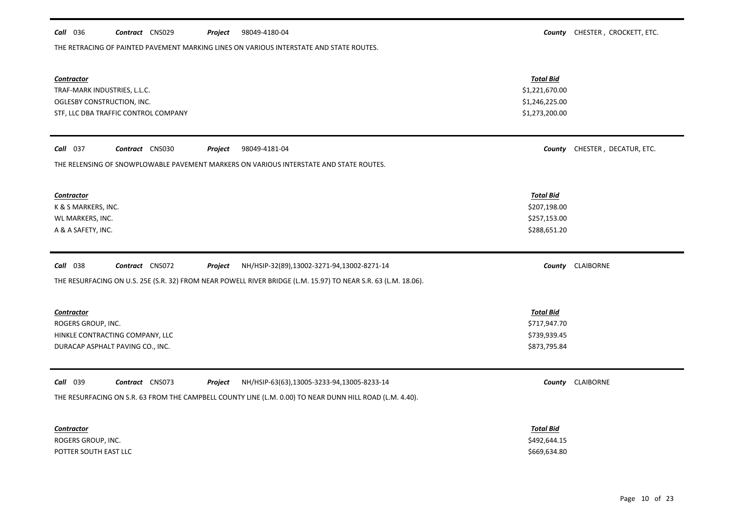**Call** 036 **Contract** CNS029 **Project** 98049-4180-04 **County** CHESTER , CROCKETT, ETC.

THE RETRACING OF PAINTED PAVEMENT MARKING LINES ON VARIOUS INTERSTATE AND STATE ROUTES.

| *Contractor* | *Total Bid* |
|---|---|
| TRAF-MARK INDUSTRIES, L.L.C. | $1,221,670.00 |
| OGLESBY CONSTRUCTION, INC. | $1,246,225.00 |
| STF, LLC DBA TRAFFIC CONTROL COMPANY | $1,273,200.00 |

**Call** 037 **Contract** CNS030 **Project** 98049-4181-04 **County** CHESTER , DECATUR, ETC.

THE RELENSING OF SNOWPLOWABLE PAVEMENT MARKERS ON VARIOUS INTERSTATE AND STATE ROUTES.

| *Contractor* | *Total Bid* |
|---|---|
| K & S MARKERS, INC. | $207,198.00 |
| WL MARKERS, INC. | $257,153.00 |
| A & A SAFETY, INC. | $288,651.20 |

**Call** 038 **Contract** CNS072 **Project** NH/HSIP-32(89),13002-3271-94,13002-8271-14 **County** CLAIBORNE

THE RESURFACING ON U.S. 25E (S.R. 32) FROM NEAR POWELL RIVER BRIDGE (L.M. 15.97) TO NEAR S.R. 63 (L.M. 18.06).

| *Contractor* | *Total Bid* |
|---|---|
| ROGERS GROUP, INC. | $717,947.70 |
| HINKLE CONTRACTING COMPANY, LLC | $739,939.45 |
| DURACAP ASPHALT PAVING CO., INC. | $873,795.84 |

**Call** 039 **Contract** CNS073 **Project** NH/HSIP-63(63),13005-3233-94,13005-8233-14 **County** CLAIBORNE

THE RESURFACING ON S.R. 63 FROM THE CAMPBELL COUNTY LINE (L.M. 0.00) TO NEAR DUNN HILL ROAD (L.M. 4.40).

| *Contractor* | *Total Bid* |
|---|---|
| ROGERS GROUP, INC. | $492,644.15 |
| POTTER SOUTH EAST LLC | $669,634.80 |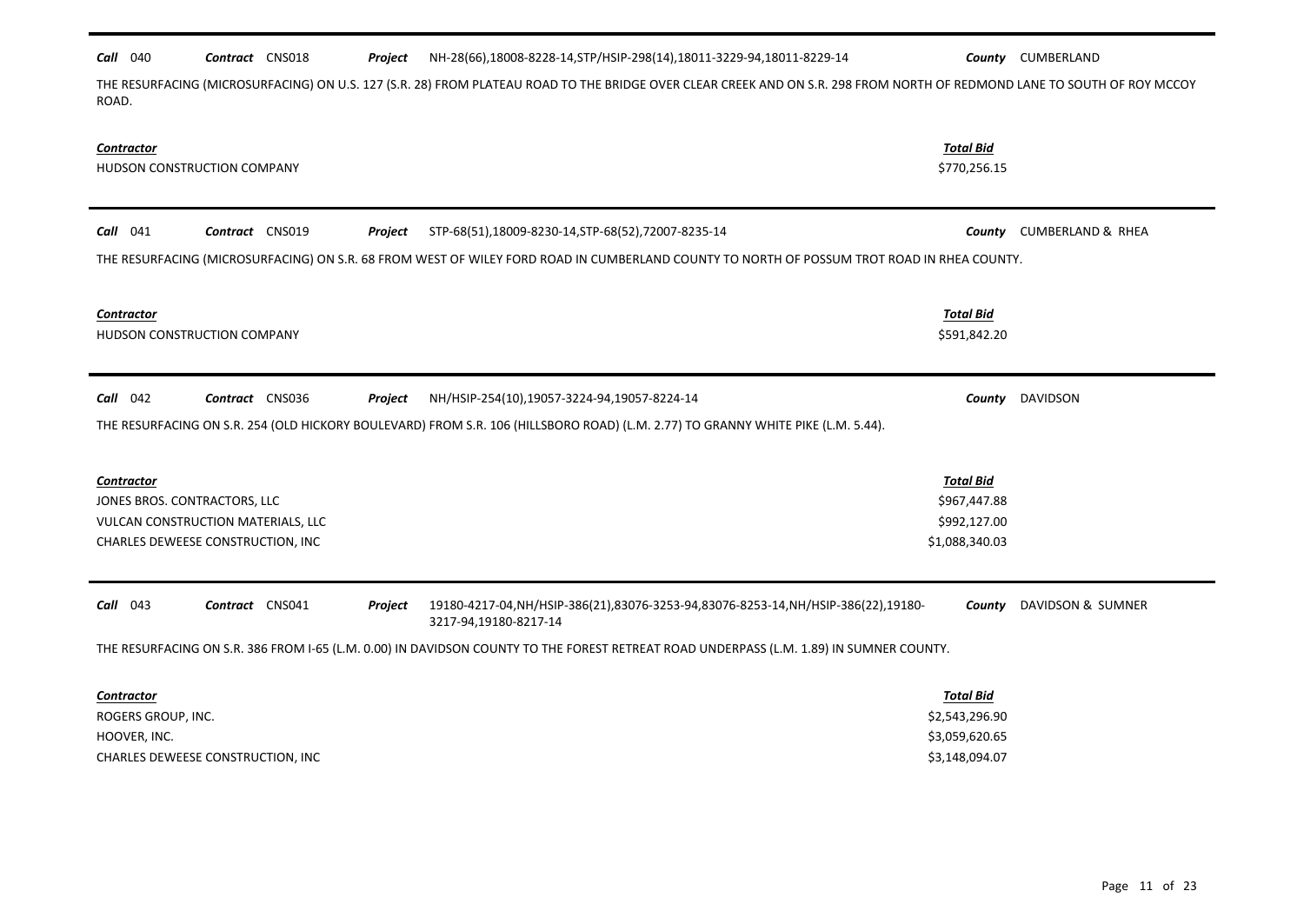**Call** 040 **Contract** CNS018 **Project** NH-28(66),18008-8228-14,STP/HSIP-298(14),18011-3229-94,18011-8229-14 **County** CUMBERLAND

THE RESURFACING (MICROSURFACING) ON U.S. 127 (S.R. 28) FROM PLATEAU ROAD TO THE BRIDGE OVER CLEAR CREEK AND ON S.R. 298 FROM NORTH OF REDMOND LANE TO SOUTH OF ROY MCCOY ROAD.

| *Contractor* | *Total Bid* |
|---|---|
| HUDSON CONSTRUCTION COMPANY | $770,256.15 |

---

**Call** 041 **Contract** CNS019 **Project** STP-68(51),18009-8230-14,STP-68(52),72007-8235-14 **County** CUMBERLAND & RHEA

THE RESURFACING (MICROSURFACING) ON S.R. 68 FROM WEST OF WILEY FORD ROAD IN CUMBERLAND COUNTY TO NORTH OF POSSUM TROT ROAD IN RHEA COUNTY.

| *Contractor* | *Total Bid* |
|---|---|
| HUDSON CONSTRUCTION COMPANY | $591,842.20 |

---

**Call** 042 **Contract** CNS036 **Project** NH/HSIP-254(10),19057-3224-94,19057-8224-14 **County** DAVIDSON

THE RESURFACING ON S.R. 254 (OLD HICKORY BOULEVARD) FROM S.R. 106 (HILLSBORO ROAD) (L.M. 2.77) TO GRANNY WHITE PIKE (L.M. 5.44).

| *Contractor* | *Total Bid* |
|---|---|
| JONES BROS. CONTRACTORS, LLC | $967,447.88 |
| VULCAN CONSTRUCTION MATERIALS, LLC | $992,127.00 |
| CHARLES DEWEESE CONSTRUCTION, INC | $1,088,340.03 |

---

**Call** 043 **Contract** CNS041 **Project** 19180-4217-04,NH/HSIP-386(21),83076-3253-94,83076-8253-14,NH/HSIP-386(22),19180-3217-94,19180-8217-14 **County** DAVIDSON & SUMNER

THE RESURFACING ON S.R. 386 FROM I-65 (L.M. 0.00) IN DAVIDSON COUNTY TO THE FOREST RETREAT ROAD UNDERPASS (L.M. 1.89) IN SUMNER COUNTY.

| *Contractor* | *Total Bid* |
|---|---|
| ROGERS GROUP, INC. | $2,543,296.90 |
| HOOVER, INC. | $3,059,620.65 |
| CHARLES DEWEESE CONSTRUCTION, INC | $3,148,094.07 |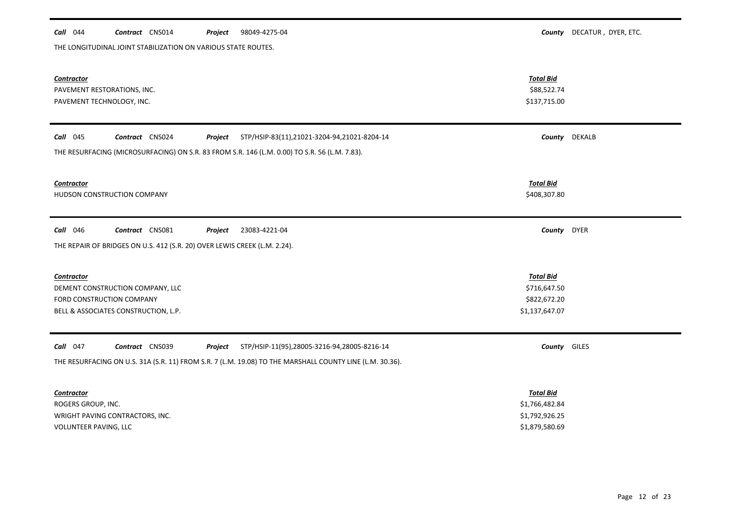**Call** 044 **Contract** CNS014 **Project** 98049-4275-04 **County** DECATUR , DYER, ETC.

THE LONGITUDINAL JOINT STABILIZATION ON VARIOUS STATE ROUTES.

| Contractor | Total Bid |
|---|---|
| PAVEMENT RESTORATIONS, INC. | \$88,522.74 |
| PAVEMENT TECHNOLOGY, INC. | \$137,715.00 |

---

**Call** 045 **Contract** CNS024 **Project** STP/HSIP-83(11),21021-3204-94,21021-8204-14 **County** DEKALB

THE RESURFACING (MICROSURFACING) ON S.R. 83 FROM S.R. 146 (L.M. 0.00) TO S.R. 56 (L.M. 7.83).

| Contractor | Total Bid |
|---|---|
| HUDSON CONSTRUCTION COMPANY | \$408,307.80 |

---

**Call** 046 **Contract** CNS081 **Project** 23083-4221-04 **County** DYER

THE REPAIR OF BRIDGES ON U.S. 412 (S.R. 20) OVER LEWIS CREEK (L.M. 2.24).

| Contractor | Total Bid |
|---|---|
| DEMENT CONSTRUCTION COMPANY, LLC | \$716,647.50 |
| FORD CONSTRUCTION COMPANY | \$822,672.20 |
| BELL & ASSOCIATES CONSTRUCTION, L.P. | \$1,137,647.07 |

---

**Call** 047 **Contract** CNS039 **Project** STP/HSIP-11(95),28005-3216-94,28005-8216-14 **County** GILES

THE RESURFACING ON U.S. 31A (S.R. 11) FROM S.R. 7 (L.M. 19.08) TO THE MARSHALL COUNTY LINE (L.M. 30.36).

| Contractor | Total Bid |
|---|---|
| ROGERS GROUP, INC. | \$1,766,482.84 |
| WRIGHT PAVING CONTRACTORS, INC. | \$1,792,926.25 |
| VOLUNTEER PAVING, LLC | \$1,879,580.69 |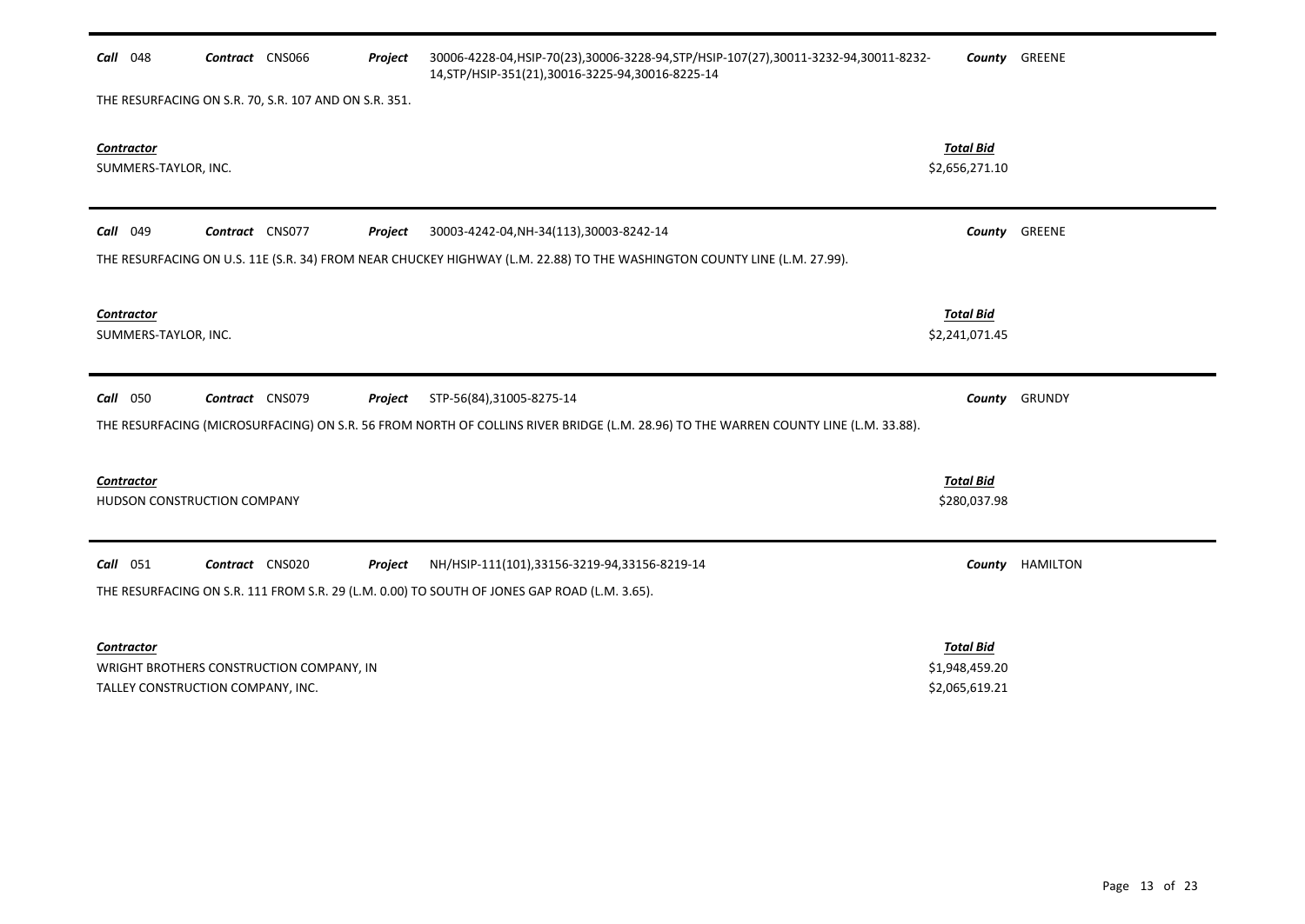**Call** 048 **Contract** CNS066 **Project** 30006-4228-04,HSIP-70(23),30006-3228-94,STP/HSIP-107(27),30011-3232-94,30011-8232-14,STP/HSIP-351(21),30016-3225-94,30016-8225-14 **County** GREENE

THE RESURFACING ON S.R. 70, S.R. 107 AND ON S.R. 351.

| *Contractor* | *Total Bid* |
|---|---|
| SUMMERS-TAYLOR, INC. | $2,656,271.10 |

---

**Call** 049 **Contract** CNS077 **Project** 30003-4242-04,NH-34(113),30003-8242-14 **County** GREENE

THE RESURFACING ON U.S. 11E (S.R. 34) FROM NEAR CHUCKEY HIGHWAY (L.M. 22.88) TO THE WASHINGTON COUNTY LINE (L.M. 27.99).

| *Contractor* | *Total Bid* |
|---|---|
| SUMMERS-TAYLOR, INC. | $2,241,071.45 |

---

**Call** 050 **Contract** CNS079 **Project** STP-56(84),31005-8275-14 **County** GRUNDY

THE RESURFACING (MICROSURFACING) ON S.R. 56 FROM NORTH OF COLLINS RIVER BRIDGE (L.M. 28.96) TO THE WARREN COUNTY LINE (L.M. 33.88).

| *Contractor* | *Total Bid* |
|---|---|
| HUDSON CONSTRUCTION COMPANY | $280,037.98 |

---

**Call** 051 **Contract** CNS020 **Project** NH/HSIP-111(101),33156-3219-94,33156-8219-14 **County** HAMILTON

THE RESURFACING ON S.R. 111 FROM S.R. 29 (L.M. 0.00) TO SOUTH OF JONES GAP ROAD (L.M. 3.65).

| *Contractor* | *Total Bid* |
|---|---|
| WRIGHT BROTHERS CONSTRUCTION COMPANY, IN | $1,948,459.20 |
| TALLEY CONSTRUCTION COMPANY, INC. | $2,065,619.21 |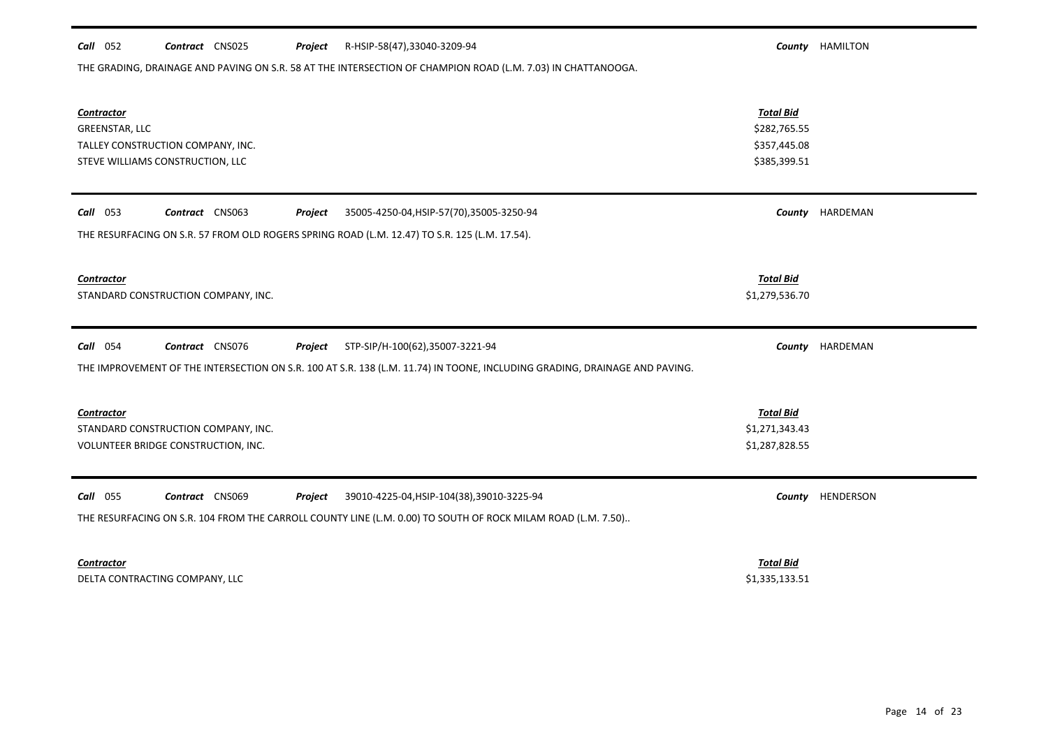**Call** 052 **Contract** CNS025 **Project** R-HSIP-58(47),33040-3209-94 **County** HAMILTON

THE GRADING, DRAINAGE AND PAVING ON S.R. 58 AT THE INTERSECTION OF CHAMPION ROAD (L.M. 7.03) IN CHATTANOOGA.

| Contractor | Total Bid |
|---|---|
| GREENSTAR, LLC | $282,765.55 |
| TALLEY CONSTRUCTION COMPANY, INC. | $357,445.08 |
| STEVE WILLIAMS CONSTRUCTION, LLC | $385,399.51 |

---

**Call** 053 **Contract** CNS063 **Project** 35005-4250-04,HSIP-57(70),35005-3250-94 **County** HARDEMAN

THE RESURFACING ON S.R. 57 FROM OLD ROGERS SPRING ROAD (L.M. 12.47) TO S.R. 125 (L.M. 17.54).

| Contractor | Total Bid |
|---|---|
| STANDARD CONSTRUCTION COMPANY, INC. | $1,279,536.70 |

---

**Call** 054 **Contract** CNS076 **Project** STP-SIP/H-100(62),35007-3221-94 **County** HARDEMAN

THE IMPROVEMENT OF THE INTERSECTION ON S.R. 100 AT S.R. 138 (L.M. 11.74) IN TOONE, INCLUDING GRADING, DRAINAGE AND PAVING.

| Contractor | Total Bid |
|---|---|
| STANDARD CONSTRUCTION COMPANY, INC. | $1,271,343.43 |
| VOLUNTEER BRIDGE CONSTRUCTION, INC. | $1,287,828.55 |

---

**Call** 055 **Contract** CNS069 **Project** 39010-4225-04,HSIP-104(38),39010-3225-94 **County** HENDERSON

THE RESURFACING ON S.R. 104 FROM THE CARROLL COUNTY LINE (L.M. 0.00) TO SOUTH OF ROCK MILAM ROAD (L.M. 7.50)..

| Contractor | Total Bid |
|---|---|
| DELTA CONTRACTING COMPANY, LLC | $1,335,133.51 |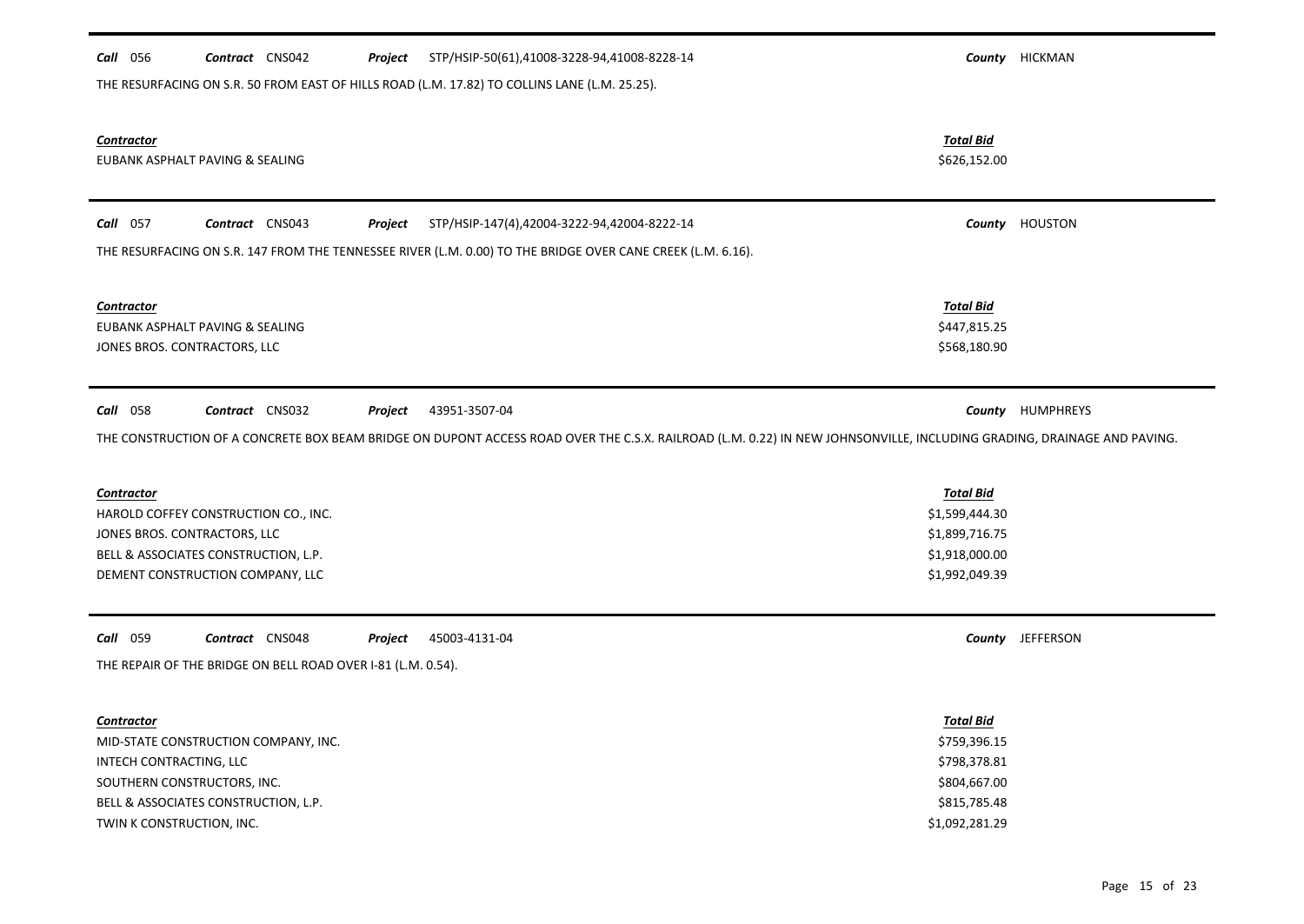**Call** 056 **Contract** CNS042 **Project** STP/HSIP-50(61),41008-3228-94,41008-8228-14 **County** HICKMAN

THE RESURFACING ON S.R. 50 FROM EAST OF HILLS ROAD (L.M. 17.82) TO COLLINS LANE (L.M. 25.25).

| Contractor | Total Bid |
|---|---|
| EUBANK ASPHALT PAVING & SEALING | $626,152.00 |

**Call** 057 **Contract** CNS043 **Project** STP/HSIP-147(4),42004-3222-94,42004-8222-14 **County** HOUSTON

THE RESURFACING ON S.R. 147 FROM THE TENNESSEE RIVER (L.M. 0.00) TO THE BRIDGE OVER CANE CREEK (L.M. 6.16).

| Contractor | Total Bid |
|---|---|
| EUBANK ASPHALT PAVING & SEALING | $447,815.25 |
| JONES BROS. CONTRACTORS, LLC | $568,180.90 |

**Call** 058 **Contract** CNS032 **Project** 43951-3507-04 **County** HUMPHREYS

THE CONSTRUCTION OF A CONCRETE BOX BEAM BRIDGE ON DUPONT ACCESS ROAD OVER THE C.S.X. RAILROAD (L.M. 0.22) IN NEW JOHNSONVILLE, INCLUDING GRADING, DRAINAGE AND PAVING.

| Contractor | Total Bid |
|---|---|
| HAROLD COFFEY CONSTRUCTION CO., INC. | $1,599,444.30 |
| JONES BROS. CONTRACTORS, LLC | $1,899,716.75 |
| BELL & ASSOCIATES CONSTRUCTION, L.P. | $1,918,000.00 |
| DEMENT CONSTRUCTION COMPANY, LLC | $1,992,049.39 |

**Call** 059 **Contract** CNS048 **Project** 45003-4131-04 **County** JEFFERSON

THE REPAIR OF THE BRIDGE ON BELL ROAD OVER I-81 (L.M. 0.54).

| Contractor | Total Bid |
|---|---|
| MID-STATE CONSTRUCTION COMPANY, INC. | $759,396.15 |
| INTECH CONTRACTING, LLC | $798,378.81 |
| SOUTHERN CONSTRUCTORS, INC. | $804,667.00 |
| BELL & ASSOCIATES CONSTRUCTION, L.P. | $815,785.48 |
| TWIN K CONSTRUCTION, INC. | $1,092,281.29 |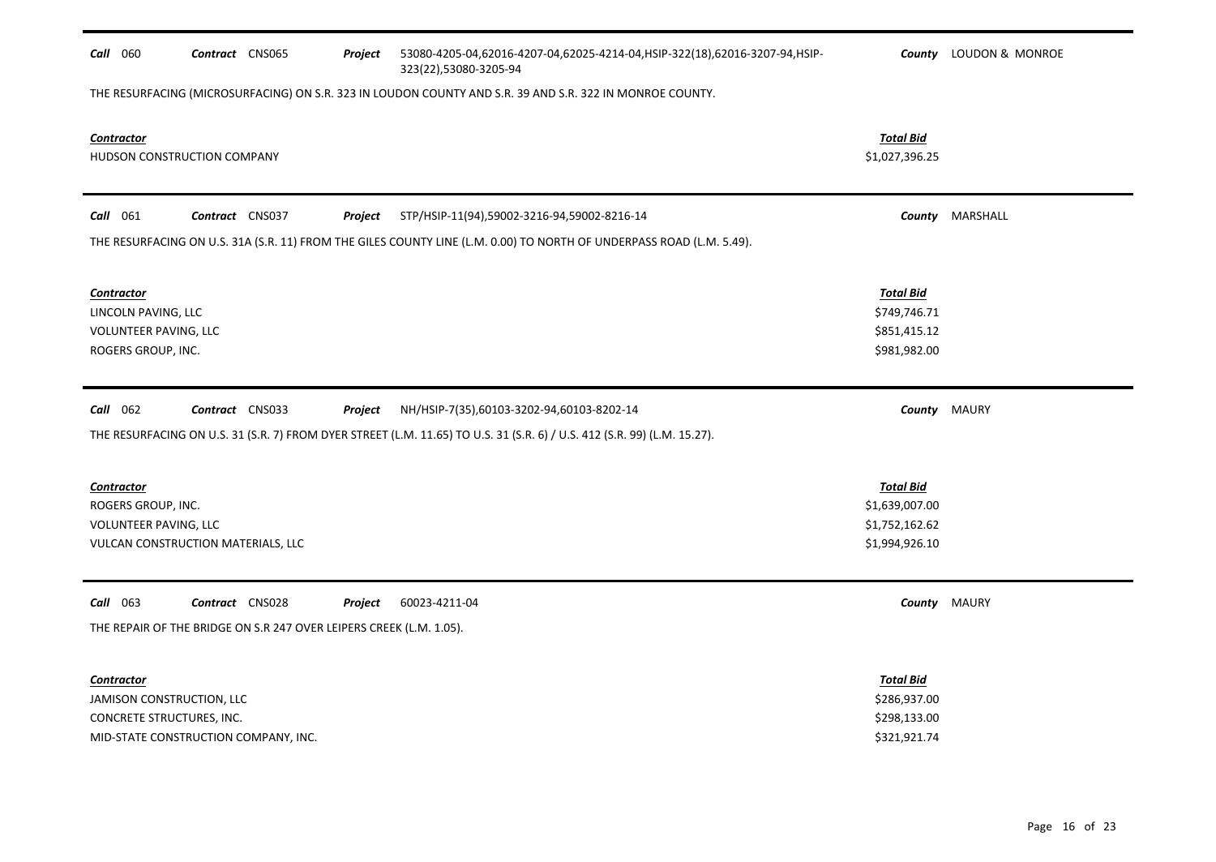**Call** 060 **Contract** CNS065 **Project** 53080-4205-04,62016-4207-04,62025-4214-04,HSIP-322(18),62016-3207-94,HSIP-323(22),53080-3205-94 **County** LOUDON & MONROE

THE RESURFACING (MICROSURFACING) ON S.R. 323 IN LOUDON COUNTY AND S.R. 39 AND S.R. 322 IN MONROE COUNTY.

| Contractor | Total Bid |
|---|---|
| HUDSON CONSTRUCTION COMPANY | \$1,027,396.25 |

---

**Call** 061 **Contract** CNS037 **Project** STP/HSIP-11(94),59002-3216-94,59002-8216-14 **County** MARSHALL

THE RESURFACING ON U.S. 31A (S.R. 11) FROM THE GILES COUNTY LINE (L.M. 0.00) TO NORTH OF UNDERPASS ROAD (L.M. 5.49).

| Contractor | Total Bid |
|---|---|
| LINCOLN PAVING, LLC | \$749,746.71 |
| VOLUNTEER PAVING, LLC | \$851,415.12 |
| ROGERS GROUP, INC. | \$981,982.00 |

---

**Call** 062 **Contract** CNS033 **Project** NH/HSIP-7(35),60103-3202-94,60103-8202-14 **County** MAURY

THE RESURFACING ON U.S. 31 (S.R. 7) FROM DYER STREET (L.M. 11.65) TO U.S. 31 (S.R. 6) / U.S. 412 (S.R. 99) (L.M. 15.27).

| Contractor | Total Bid |
|---|---|
| ROGERS GROUP, INC. | \$1,639,007.00 |
| VOLUNTEER PAVING, LLC | \$1,752,162.62 |
| VULCAN CONSTRUCTION MATERIALS, LLC | \$1,994,926.10 |

---

**Call** 063 **Contract** CNS028 **Project** 60023-4211-04 **County** MAURY

THE REPAIR OF THE BRIDGE ON S.R 247 OVER LEIPERS CREEK (L.M. 1.05).

| Contractor | Total Bid |
|---|---|
| JAMISON CONSTRUCTION, LLC | \$286,937.00 |
| CONCRETE STRUCTURES, INC. | \$298,133.00 |
| MID-STATE CONSTRUCTION COMPANY, INC. | \$321,921.74 |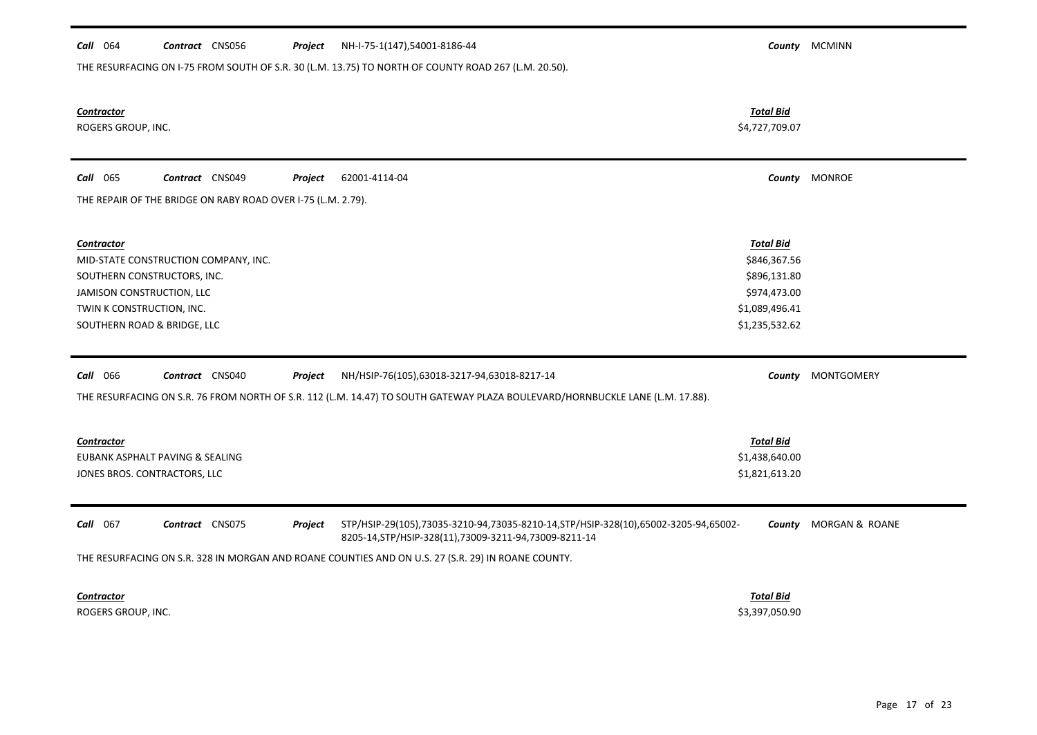**Call** 064 **Contract** CNS056 **Project** NH-I-75-1(147),54001-8186-44 **County** MCMINN

THE RESURFACING ON I-75 FROM SOUTH OF S.R. 30 (L.M. 13.75) TO NORTH OF COUNTY ROAD 267 (L.M. 20.50).

| *Contractor* | *Total Bid* |
|---|---|
| ROGERS GROUP, INC. | $4,727,709.07 |

---

**Call** 065 **Contract** CNS049 **Project** 62001-4114-04 **County** MONROE

THE REPAIR OF THE BRIDGE ON RABY ROAD OVER I-75 (L.M. 2.79).

| *Contractor* | *Total Bid* |
|---|---|
| MID-STATE CONSTRUCTION COMPANY, INC. | $846,367.56 |
| SOUTHERN CONSTRUCTORS, INC. | $896,131.80 |
| JAMISON CONSTRUCTION, LLC | $974,473.00 |
| TWIN K CONSTRUCTION, INC. | $1,089,496.41 |
| SOUTHERN ROAD & BRIDGE, LLC | $1,235,532.62 |

---

**Call** 066 **Contract** CNS040 **Project** NH/HSIP-76(105),63018-3217-94,63018-8217-14 **County** MONTGOMERY

THE RESURFACING ON S.R. 76 FROM NORTH OF S.R. 112 (L.M. 14.47) TO SOUTH GATEWAY PLAZA BOULEVARD/HORNBUCKLE LANE (L.M. 17.88).

| *Contractor* | *Total Bid* |
|---|---|
| EUBANK ASPHALT PAVING & SEALING | $1,438,640.00 |
| JONES BROS. CONTRACTORS, LLC | $1,821,613.20 |

---

**Call** 067 **Contract** CNS075 **Project** STP/HSIP-29(105),73035-3210-94,73035-8210-14,STP/HSIP-328(10),65002-3205-94,65002-8205-14,STP/HSIP-328(11),73009-3211-94,73009-8211-14 **County** MORGAN & ROANE

THE RESURFACING ON S.R. 328 IN MORGAN AND ROANE COUNTIES AND ON U.S. 27 (S.R. 29) IN ROANE COUNTY.

| *Contractor* | *Total Bid* |
|---|---|
| ROGERS GROUP, INC. | $3,397,050.90 |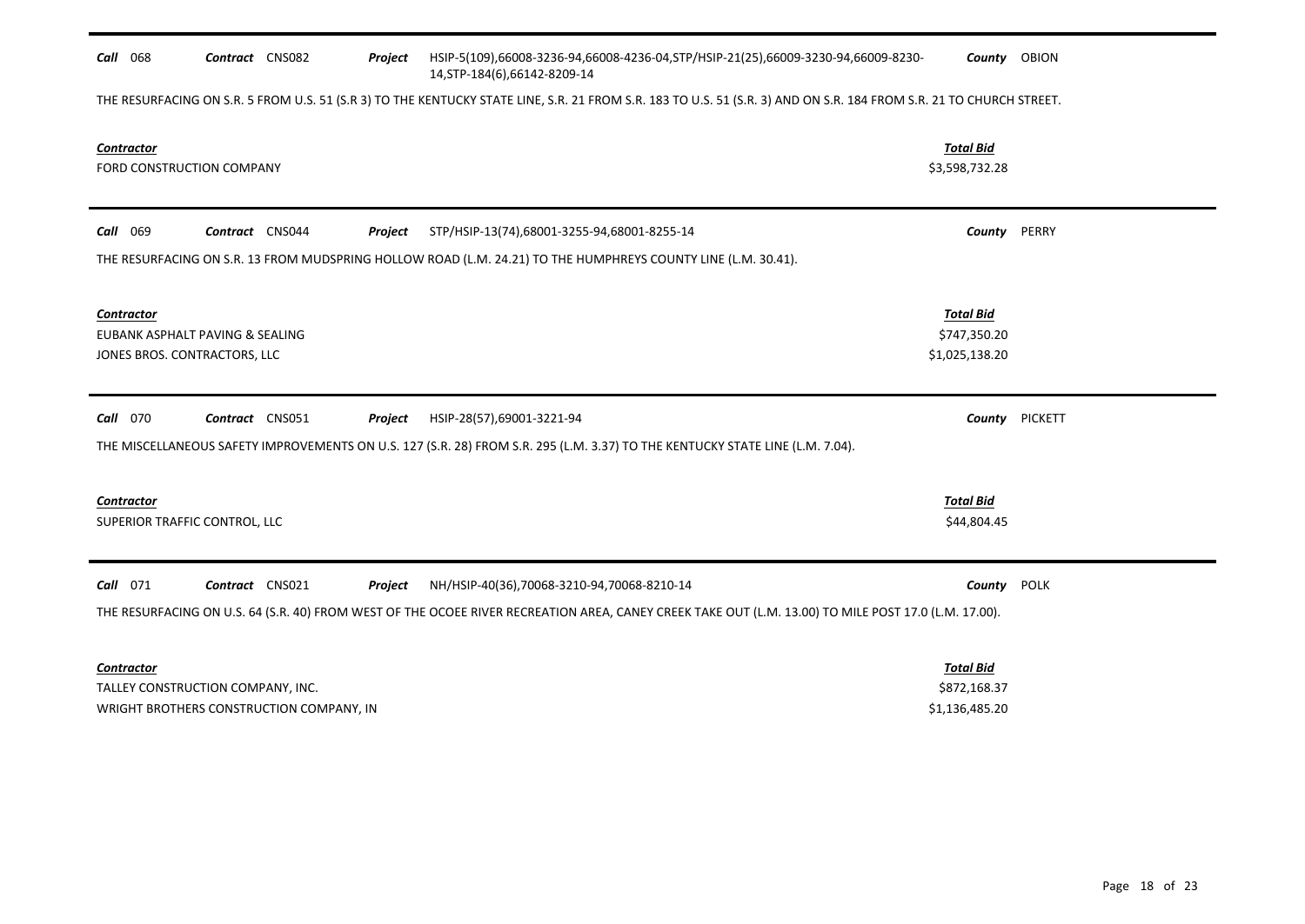**Call** 068 **Contract** CNS082 **Project** HSIP-5(109),66008-3236-94,66008-4236-04,STP/HSIP-21(25),66009-3230-94,66009-8230-14,STP-184(6),66142-8209-14 **County** OBION

THE RESURFACING ON S.R. 5 FROM U.S. 51 (S.R 3) TO THE KENTUCKY STATE LINE, S.R. 21 FROM S.R. 183 TO U.S. 51 (S.R. 3) AND ON S.R. 184 FROM S.R. 21 TO CHURCH STREET.

| Contractor | Total Bid |
|---|---|
| FORD CONSTRUCTION COMPANY | $3,598,732.28 |

---

**Call** 069 **Contract** CNS044 **Project** STP/HSIP-13(74),68001-3255-94,68001-8255-14 **County** PERRY

THE RESURFACING ON S.R. 13 FROM MUDSPRING HOLLOW ROAD (L.M. 24.21) TO THE HUMPHREYS COUNTY LINE (L.M. 30.41).

| Contractor | Total Bid |
|---|---|
| EUBANK ASPHALT PAVING & SEALING | $747,350.20 |
| JONES BROS. CONTRACTORS, LLC | $1,025,138.20 |

---

**Call** 070 **Contract** CNS051 **Project** HSIP-28(57),69001-3221-94 **County** PICKETT

THE MISCELLANEOUS SAFETY IMPROVEMENTS ON U.S. 127 (S.R. 28) FROM S.R. 295 (L.M. 3.37) TO THE KENTUCKY STATE LINE (L.M. 7.04).

| Contractor | Total Bid |
|---|---|
| SUPERIOR TRAFFIC CONTROL, LLC | $44,804.45 |

---

**Call** 071 **Contract** CNS021 **Project** NH/HSIP-40(36),70068-3210-94,70068-8210-14 **County** POLK

THE RESURFACING ON U.S. 64 (S.R. 40) FROM WEST OF THE OCOEE RIVER RECREATION AREA, CANEY CREEK TAKE OUT (L.M. 13.00) TO MILE POST 17.0 (L.M. 17.00).

| Contractor | Total Bid |
|---|---|
| TALLEY CONSTRUCTION COMPANY, INC. | $872,168.37 |
| WRIGHT BROTHERS CONSTRUCTION COMPANY, IN | $1,136,485.20 |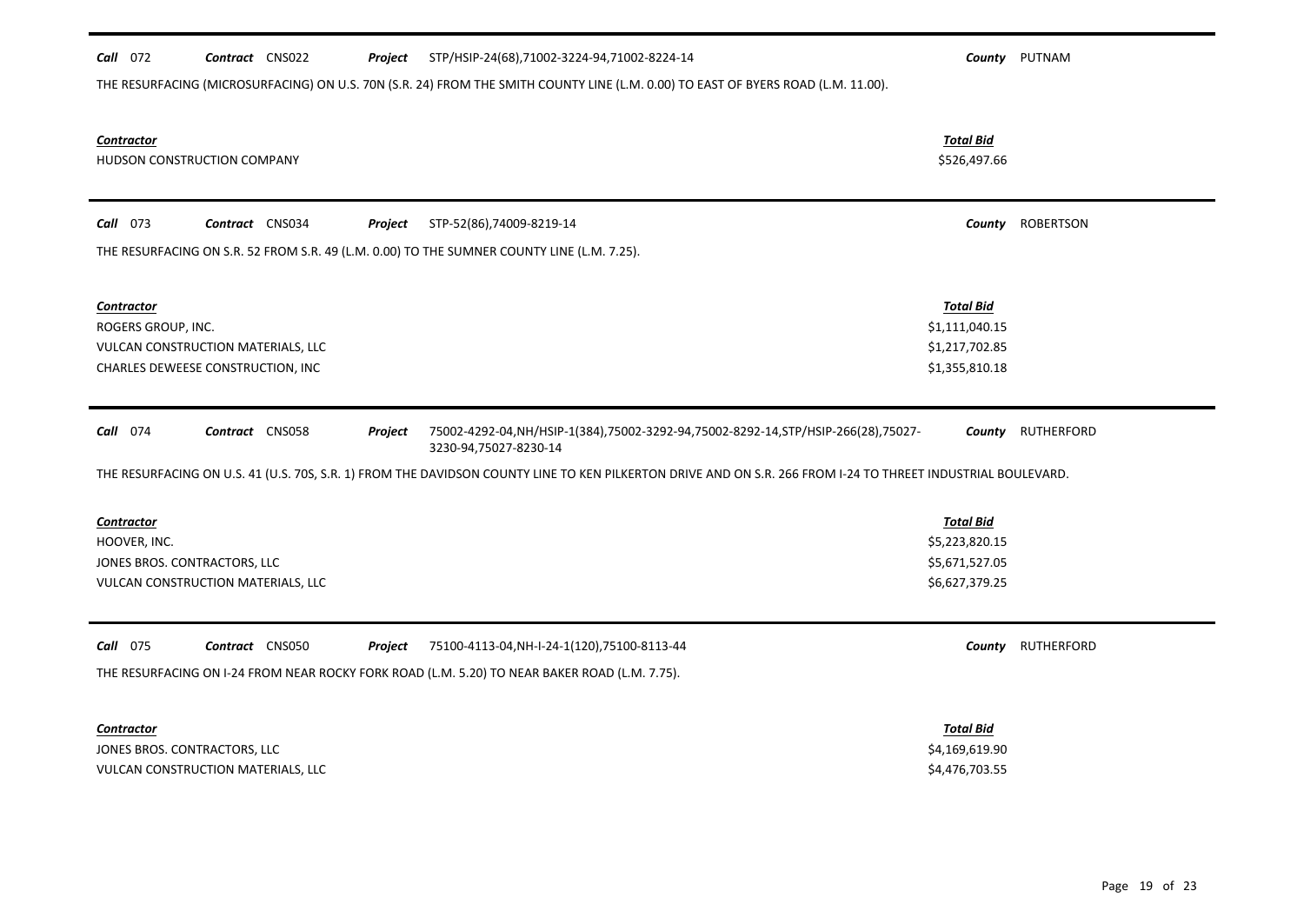**Call** 072 **Contract** CNS022 **Project** STP/HSIP-24(68),71002-3224-94,71002-8224-14 **County** PUTNAM

THE RESURFACING (MICROSURFACING) ON U.S. 70N (S.R. 24) FROM THE SMITH COUNTY LINE (L.M. 0.00) TO EAST OF BYERS ROAD (L.M. 11.00).

| Contractor | Total Bid |
|---|---|
| HUDSON CONSTRUCTION COMPANY | $526,497.66 |

**Call** 073 **Contract** CNS034 **Project** STP-52(86),74009-8219-14 **County** ROBERTSON

THE RESURFACING ON S.R. 52 FROM S.R. 49 (L.M. 0.00) TO THE SUMNER COUNTY LINE (L.M. 7.25).

| Contractor | Total Bid |
|---|---|
| ROGERS GROUP, INC. | $1,111,040.15 |
| VULCAN CONSTRUCTION MATERIALS, LLC | $1,217,702.85 |
| CHARLES DEWEESE CONSTRUCTION, INC | $1,355,810.18 |

**Call** 074 **Contract** CNS058 **Project** 75002-4292-04,NH/HSIP-1(384),75002-3292-94,75002-8292-14,STP/HSIP-266(28),75027-3230-94,75027-8230-14 **County** RUTHERFORD

THE RESURFACING ON U.S. 41 (U.S. 70S, S.R. 1) FROM THE DAVIDSON COUNTY LINE TO KEN PILKERTON DRIVE AND ON S.R. 266 FROM I-24 TO THREET INDUSTRIAL BOULEVARD.

| Contractor | Total Bid |
|---|---|
| HOOVER, INC. | $5,223,820.15 |
| JONES BROS. CONTRACTORS, LLC | $5,671,527.05 |
| VULCAN CONSTRUCTION MATERIALS, LLC | $6,627,379.25 |

**Call** 075 **Contract** CNS050 **Project** 75100-4113-04,NH-I-24-1(120),75100-8113-44 **County** RUTHERFORD

THE RESURFACING ON I-24 FROM NEAR ROCKY FORK ROAD (L.M. 5.20) TO NEAR BAKER ROAD (L.M. 7.75).

| Contractor | Total Bid |
|---|---|
| JONES BROS. CONTRACTORS, LLC | $4,169,619.90 |
| VULCAN CONSTRUCTION MATERIALS, LLC | $4,476,703.55 |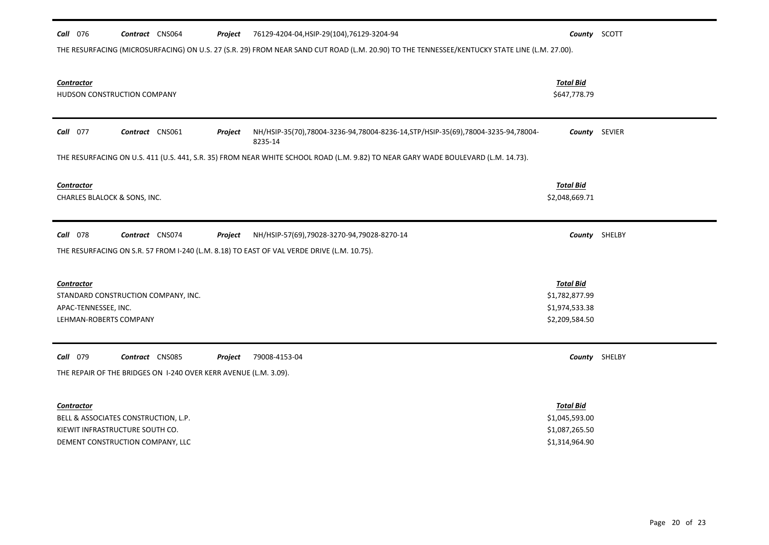**Call** 076 **Contract** CNS064 **Project** 76129-4204-04,HSIP-29(104),76129-3204-94 **County** SCOTT

THE RESURFACING (MICROSURFACING) ON U.S. 27 (S.R. 29) FROM NEAR SAND CUT ROAD (L.M. 20.90) TO THE TENNESSEE/KENTUCKY STATE LINE (L.M. 27.00).

| Contractor | Total Bid |
|---|---|
| HUDSON CONSTRUCTION COMPANY | $647,778.79 |

---

**Call** 077 **Contract** CNS061 **Project** NH/HSIP-35(70),78004-3236-94,78004-8236-14,STP/HSIP-35(69),78004-3235-94,78004-8235-14 **County** SEVIER

THE RESURFACING ON U.S. 411 (U.S. 441, S.R. 35) FROM NEAR WHITE SCHOOL ROAD (L.M. 9.82) TO NEAR GARY WADE BOULEVARD (L.M. 14.73).

| Contractor | Total Bid |
|---|---|
| CHARLES BLALOCK & SONS, INC. | $2,048,669.71 |

---

**Call** 078 **Contract** CNS074 **Project** NH/HSIP-57(69),79028-3270-94,79028-8270-14 **County** SHELBY

THE RESURFACING ON S.R. 57 FROM I-240 (L.M. 8.18) TO EAST OF VAL VERDE DRIVE (L.M. 10.75).

| Contractor | Total Bid |
|---|---|
| STANDARD CONSTRUCTION COMPANY, INC. | $1,782,877.99 |
| APAC-TENNESSEE, INC. | $1,974,533.38 |
| LEHMAN-ROBERTS COMPANY | $2,209,584.50 |

---

**Call** 079 **Contract** CNS085 **Project** 79008-4153-04 **County** SHELBY

THE REPAIR OF THE BRIDGES ON I-240 OVER KERR AVENUE (L.M. 3.09).

| Contractor | Total Bid |
|---|---|
| BELL & ASSOCIATES CONSTRUCTION, L.P. | $1,045,593.00 |
| KIEWIT INFRASTRUCTURE SOUTH CO. | $1,087,265.50 |
| DEMENT CONSTRUCTION COMPANY, LLC | $1,314,964.90 |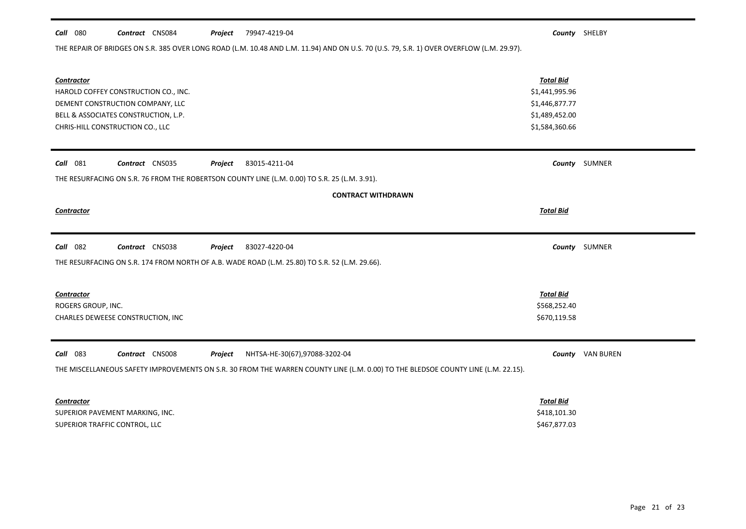**Call** 080 **Contract** CNS084 **Project** 79947-4219-04 **County** SHELBY

THE REPAIR OF BRIDGES ON S.R. 385 OVER LONG ROAD (L.M. 10.48 AND L.M. 11.94) AND ON U.S. 70 (U.S. 79, S.R. 1) OVER OVERFLOW (L.M. 29.97).

| *Contractor* | *Total Bid* |
|---|---|
| HAROLD COFFEY CONSTRUCTION CO., INC. | \$1,441,995.96 |
| DEMENT CONSTRUCTION COMPANY, LLC | \$1,446,877.77 |
| BELL & ASSOCIATES CONSTRUCTION, L.P. | \$1,489,452.00 |
| CHRIS-HILL CONSTRUCTION CO., LLC | \$1,584,360.66 |

**Call** 081 **Contract** CNS035 **Project** 83015-4211-04 **County** SUMNER

THE RESURFACING ON S.R. 76 FROM THE ROBERTSON COUNTY LINE (L.M. 0.00) TO S.R. 25 (L.M. 3.91).

**CONTRACT WITHDRAWN**

| *Contractor* | *Total Bid* |
|---|---|

**Call** 082 **Contract** CNS038 **Project** 83027-4220-04 **County** SUMNER

THE RESURFACING ON S.R. 174 FROM NORTH OF A.B. WADE ROAD (L.M. 25.80) TO S.R. 52 (L.M. 29.66).

| *Contractor* | *Total Bid* |
|---|---|
| ROGERS GROUP, INC. | \$568,252.40 |
| CHARLES DEWEESE CONSTRUCTION, INC | \$670,119.58 |

**Call** 083 **Contract** CNS008 **Project** NHTSA-HE-30(67),97088-3202-04 **County** VAN BUREN

THE MISCELLANEOUS SAFETY IMPROVEMENTS ON S.R. 30 FROM THE WARREN COUNTY LINE (L.M. 0.00) TO THE BLEDSOE COUNTY LINE (L.M. 22.15).

| *Contractor* | *Total Bid* |
|---|---|
| SUPERIOR PAVEMENT MARKING, INC. | \$418,101.30 |
| SUPERIOR TRAFFIC CONTROL, LLC | \$467,877.03 |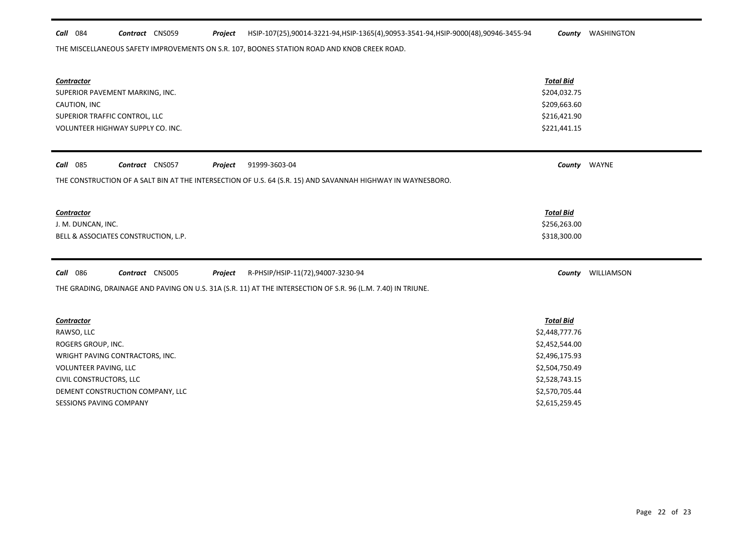**Call** 084 **Contract** CNS059 **Project** HSIP-107(25),90014-3221-94,HSIP-1365(4),90953-3541-94,HSIP-9000(48),90946-3455-94 **County** WASHINGTON

THE MISCELLANEOUS SAFETY IMPROVEMENTS ON S.R. 107, BOONES STATION ROAD AND KNOB CREEK ROAD.

| Contractor | Total Bid |
|---|---|
| SUPERIOR PAVEMENT MARKING, INC. | $204,032.75 |
| CAUTION, INC | $209,663.60 |
| SUPERIOR TRAFFIC CONTROL, LLC | $216,421.90 |
| VOLUNTEER HIGHWAY SUPPLY CO. INC. | $221,441.15 |

**Call** 085 **Contract** CNS057 **Project** 91999-3603-04 **County** WAYNE

THE CONSTRUCTION OF A SALT BIN AT THE INTERSECTION OF U.S. 64 (S.R. 15) AND SAVANNAH HIGHWAY IN WAYNESBORO.

| Contractor | Total Bid |
|---|---|
| J. M. DUNCAN, INC. | $256,263.00 |
| BELL & ASSOCIATES CONSTRUCTION, L.P. | $318,300.00 |

**Call** 086 **Contract** CNS005 **Project** R-PHSIP/HSIP-11(72),94007-3230-94 **County** WILLIAMSON

THE GRADING, DRAINAGE AND PAVING ON U.S. 31A (S.R. 11) AT THE INTERSECTION OF S.R. 96 (L.M. 7.40) IN TRIUNE.

| Contractor | Total Bid |
|---|---|
| RAWSO, LLC | $2,448,777.76 |
| ROGERS GROUP, INC. | $2,452,544.00 |
| WRIGHT PAVING CONTRACTORS, INC. | $2,496,175.93 |
| VOLUNTEER PAVING, LLC | $2,504,750.49 |
| CIVIL CONSTRUCTORS, LLC | $2,528,743.15 |
| DEMENT CONSTRUCTION COMPANY, LLC | $2,570,705.44 |
| SESSIONS PAVING COMPANY | $2,615,259.45 |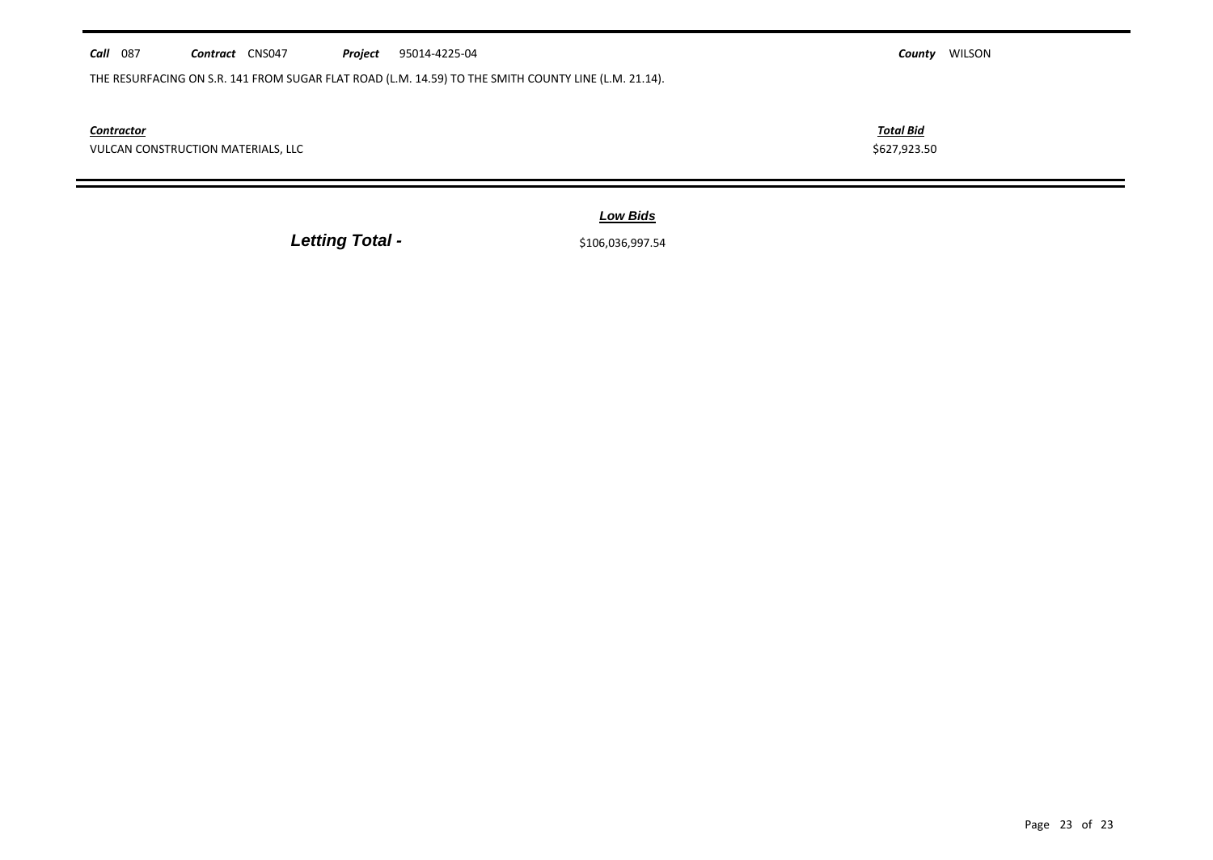***Call*** 087 ***Contract*** CNS047 ***Project*** 95014-4225-04 ***County*** WILSON

THE RESURFACING ON S.R. 141 FROM SUGAR FLAT ROAD (L.M. 14.59) TO THE SMITH COUNTY LINE (L.M. 21.14).

| ***Contractor*** | ***Total Bid*** |
|---|---|
| VULCAN CONSTRUCTION MATERIALS, LLC | \$627,923.50 |

***Low Bids***

***Letting Total -*** \$106,036,997.54